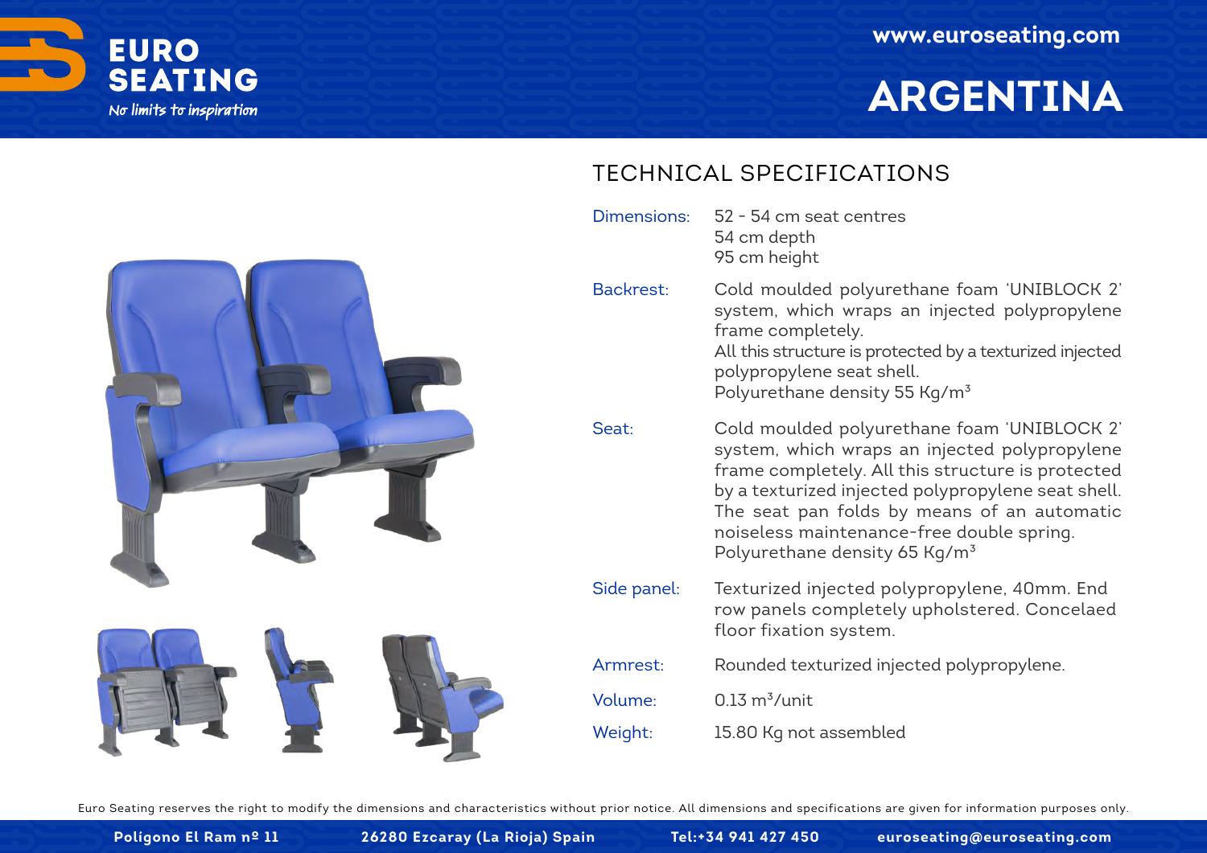EURO SEATING

*No limits to inspiration*

www.euroseating.com

# ARGENTINA

## TECHNICAL SPECIFICATIONS

| | |
|---|---|
| Dimensions: | 52 - 54 cm seat centres<br>54 cm depth<br>95 cm height |
| Backrest: | Cold moulded polyurethane foam 'UNIBLOCK 2' system, which wraps an injected polypropylene frame completely.<br>All this structure is protected by a texturized injected polypropylene seat shell.<br>Polyurethane density 55 Kg/m$^3$ |
| Seat: | Cold moulded polyurethane foam 'UNIBLOCK 2' system, which wraps an injected polypropylene frame completely. All this structure is protected by a texturized injected polypropylene seat shell. The seat pan folds by means of an automatic noiseless maintenance-free double spring.<br>Polyurethane density 65 Kg/m$^3$ |
| Side panel: | Texturized injected polypropylene, 40mm. End row panels completely upholstered. Concelaed floor fixation system. |
| Armrest: | Rounded texturized injected polypropylene. |
| Volume: | 0.13 m$^3$/unit |
| Weight: | 15.80 Kg not assembled |

Euro Seating reserves the right to modify the dimensions and characteristics without prior notice. All dimensions and specifications are given for information purposes only.

Poligono El Ram nº 11 26280 Ezcaray (La Rioja) Spain Tel:+34 941 427 450 euroseating@euroseating.com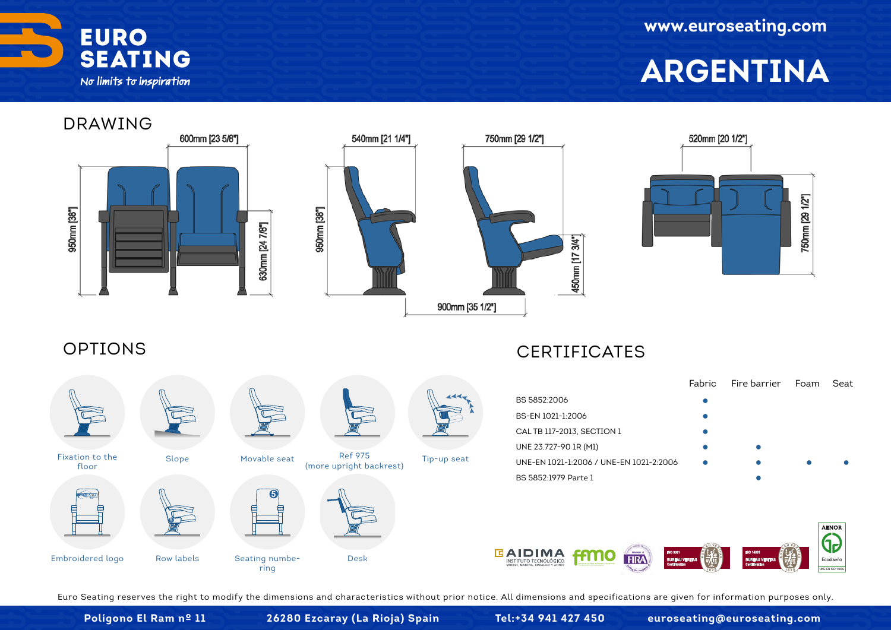# ARGENTINA

## DRAWING

600mm [23 5/8"]
950mm [38"]
630mm [24 7/8"]
540mm [21 1/4"]
950mm [38"]
750mm [29 1/2"]
450mm [17 3/4"]
900mm [35 1/2"]
520mm [20 1/2"]
750mm [29 1/2"]

## OPTIONS

- Fixation to the floor
- Slope
- Movable seat
- Ref 975 (more upright backrest)
- Tip-up seat
- Embroidered logo
- Row labels
- Seating numbering
- Desk

## CERTIFICATES

| | Fabric | Fire barrier | Foam | Seat |
|---|---|---|---|---|
| BS 5852:2006 | ● | | | |
| BS-EN 1021-1:2006 | ● | | | |
| CAL TB 117-2013, SECTION 1 | ● | | | |
| UNE 23.727-90 1R (M1) | ● | ● | | |
| UNE-EN 1021-1:2006 / UNE-EN 1021-2:2006 | ● | ● | ● | ● |
| BS 5852:1979 Parte 1 | | ● | | |

Euro Seating reserves the right to modify the dimensions and characteristics without prior notice. All dimensions and specifications are given for information purposes only.